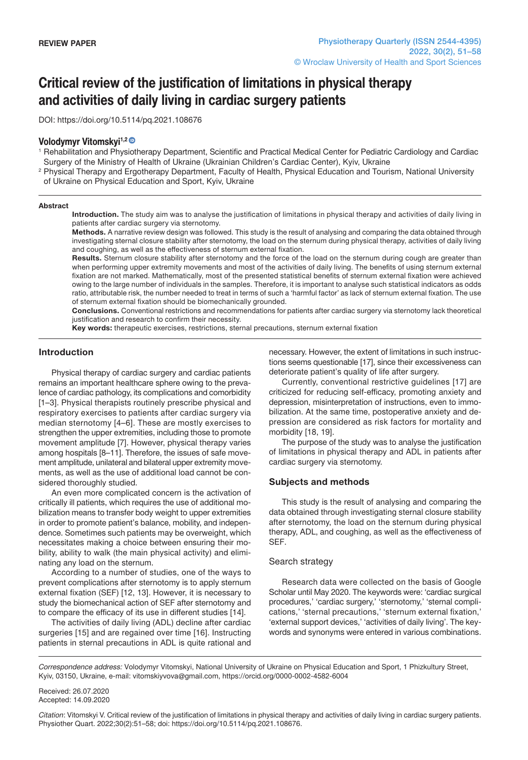**REVIEW PAPER**

# Critical review of the justification of limitations in physical therapy and activities of daily living in cardiac surgery patients

DOI: https://doi.org/10.5114/pq.2021.108676

### Volodymyr Vitomskyi[1,2]

[1] Rehabilitation and Physiotherapy Department, Scientific and Practical Medical Center for Pediatric Cardiology and Cardiac Surgery of the Ministry of Health of Ukraine (Ukrainian Children's Cardiac Center), Kyiv, Ukraine

[2] Physical Therapy and Ergotherapy Department, Faculty of Health, Physical Education and Tourism, National University of Ukraine on Physical Education and Sport, Kyiv, Ukraine

## Abstract

**Introduction.** The study aim was to analyse the justification of limitations in physical therapy and activities of daily living in patients after cardiac surgery via sternotomy.

**Methods.** A narrative review design was followed. This study is the result of analysing and comparing the data obtained through investigating sternal closure stability after sternotomy, the load on the sternum during physical therapy, activities of daily living and coughing, as well as the effectiveness of sternum external fixation.

**Results.** Sternum closure stability after sternotomy and the force of the load on the sternum during cough are greater than when performing upper extremity movements and most of the activities of daily living. The benefits of using sternum external fixation are not marked. Mathematically, most of the presented statistical benefits of sternum external fixation were achieved owing to the large number of individuals in the samples. Therefore, it is important to analyse such statistical indicators as odds ratio, attributable risk, the number needed to treat in terms of such a 'harmful factor' as lack of sternum external fixation. The use of sternum external fixation should be biomechanically grounded.

**Conclusions.** Conventional restrictions and recommendations for patients after cardiac surgery via sternotomy lack theoretical justification and research to confirm their necessity.

**Key words:** therapeutic exercises, restrictions, sternal precautions, sternum external fixation

## Introduction

Physical therapy of cardiac surgery and cardiac patients remains an important healthcare sphere owing to the prevalence of cardiac pathology, its complications and comorbidity [1–3]. Physical therapists routinely prescribe physical and respiratory exercises to patients after cardiac surgery via median sternotomy [4–6]. These are mostly exercises to strengthen the upper extremities, including those to promote movement amplitude [7]. However, physical therapy varies among hospitals [8–11]. Therefore, the issues of safe movement amplitude, unilateral and bilateral upper extremity movements, as well as the use of additional load cannot be considered thoroughly studied.

An even more complicated concern is the activation of critically ill patients, which requires the use of additional mobilization means to transfer body weight to upper extremities in order to promote patient's balance, mobility, and independence. Sometimes such patients may be overweight, which necessitates making a choice between ensuring their mobility, ability to walk (the main physical activity) and eliminating any load on the sternum.

According to a number of studies, one of the ways to prevent complications after sternotomy is to apply sternum external fixation (SEF) [12, 13]. However, it is necessary to study the biomechanical action of SEF after sternotomy and to compare the efficacy of its use in different studies [14].

The activities of daily living (ADL) decline after cardiac surgeries [15] and are regained over time [16]. Instructing patients in sternal precautions in ADL is quite rational and necessary. However, the extent of limitations in such instructions seems questionable [17], since their excessiveness can deteriorate patient's quality of life after surgery.

Currently, conventional restrictive guidelines [17] are criticized for reducing self-efficacy, promoting anxiety and depression, misinterpretation of instructions, even to immobilization. At the same time, postoperative anxiety and depression are considered as risk factors for mortality and morbidity [18, 19].

The purpose of the study was to analyse the justification of limitations in physical therapy and ADL in patients after cardiac surgery via sternotomy.

## Subjects and methods

This study is the result of analysing and comparing the data obtained through investigating sternal closure stability after sternotomy, the load on the sternum during physical therapy, ADL, and coughing, as well as the effectiveness of SEF.

### Search strategy

Research data were collected on the basis of Google Scholar until May 2020. The keywords were: 'cardiac surgical procedures,' 'cardiac surgery,' 'sternotomy,' 'sternal complications,' 'sternal precautions,' 'sternum external fixation,' 'external support devices,' 'activities of daily living'. The keywords and synonyms were entered in various combinations.

---

*Correspondence address:* Volodymyr Vitomskyi, National University of Ukraine on Physical Education and Sport, 1 Phizkultury Street, Kyiv, 03150, Ukraine, e-mail: vitomskiyvova@gmail.com, https://orcid.org/0000-0002-4582-6004

Received: 26.07.2020
Accepted: 14.09.2020

*Citation*: Vitomskyi V. Critical review of the justification of limitations in physical therapy and activities of daily living in cardiac surgery patients. Physiother Quart. 2022;30(2):51–58; doi: https://doi.org/10.5114/pq.2021.108676.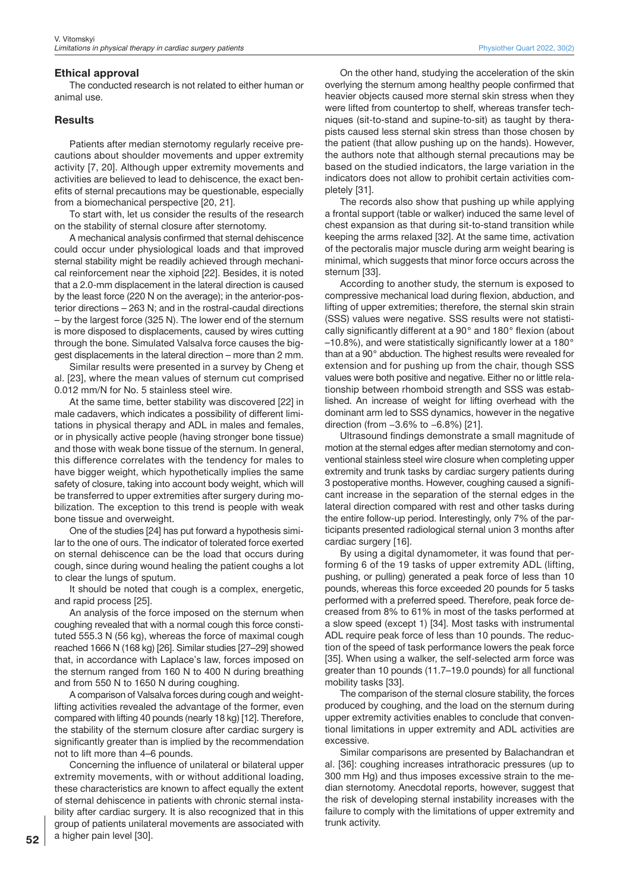### Ethical approval

The conducted research is not related to either human or animal use.

### Results

Patients after median sternotomy regularly receive precautions about shoulder movements and upper extremity activity [7, 20]. Although upper extremity movements and activities are believed to lead to dehiscence, the exact benefits of sternal precautions may be questionable, especially from a biomechanical perspective [20, 21].

To start with, let us consider the results of the research on the stability of sternal closure after sternotomy.

A mechanical analysis confirmed that sternal dehiscence could occur under physiological loads and that improved sternal stability might be readily achieved through mechanical reinforcement near the xiphoid [22]. Besides, it is noted that a 2.0-mm displacement in the lateral direction is caused by the least force (220 N on the average); in the anterior-posterior directions – 263 N; and in the rostral-caudal directions – by the largest force (325 N). The lower end of the sternum is more disposed to displacements, caused by wires cutting through the bone. Simulated Valsalva force causes the biggest displacements in the lateral direction – more than 2 mm.

Similar results were presented in a survey by Cheng et al. [23], where the mean values of sternum cut comprised 0.012 mm/N for No. 5 stainless steel wire.

At the same time, better stability was discovered [22] in male cadavers, which indicates a possibility of different limitations in physical therapy and ADL in males and females, or in physically active people (having stronger bone tissue) and those with weak bone tissue of the sternum. In general, this difference correlates with the tendency for males to have bigger weight, which hypothetically implies the same safety of closure, taking into account body weight, which will be transferred to upper extremities after surgery during mobilization. The exception to this trend is people with weak bone tissue and overweight.

One of the studies [24] has put forward a hypothesis similar to the one of ours. The indicator of tolerated force exerted on sternal dehiscence can be the load that occurs during cough, since during wound healing the patient coughs a lot to clear the lungs of sputum.

It should be noted that cough is a complex, energetic, and rapid process [25].

An analysis of the force imposed on the sternum when coughing revealed that with a normal cough this force constituted 555.3 N (56 kg), whereas the force of maximal cough reached 1666 N (168 kg) [26]. Similar studies [27–29] showed that, in accordance with Laplace's law, forces imposed on the sternum ranged from 160 N to 400 N during breathing and from 550 N to 1650 N during coughing.

A comparison of Valsalva forces during cough and weightlifting activities revealed the advantage of the former, even compared with lifting 40 pounds (nearly 18 kg) [12]. Therefore, the stability of the sternum closure after cardiac surgery is significantly greater than is implied by the recommendation not to lift more than 4–6 pounds.

Concerning the influence of unilateral or bilateral upper extremity movements, with or without additional loading, these characteristics are known to affect equally the extent of sternal dehiscence in patients with chronic sternal instability after cardiac surgery. It is also recognized that in this group of patients unilateral movements are associated with a higher pain level [30].

On the other hand, studying the acceleration of the skin overlying the sternum among healthy people confirmed that heavier objects caused more sternal skin stress when they were lifted from countertop to shelf, whereas transfer techniques (sit-to-stand and supine-to-sit) as taught by therapists caused less sternal skin stress than those chosen by the patient (that allow pushing up on the hands). However, the authors note that although sternal precautions may be based on the studied indicators, the large variation in the indicators does not allow to prohibit certain activities completely [31].

The records also show that pushing up while applying a frontal support (table or walker) induced the same level of chest expansion as that during sit-to-stand transition while keeping the arms relaxed [32]. At the same time, activation of the pectoralis major muscle during arm weight bearing is minimal, which suggests that minor force occurs across the sternum [33].

According to another study, the sternum is exposed to compressive mechanical load during flexion, abduction, and lifting of upper extremities; therefore, the sternal skin strain (SSS) values were negative. SSS results were not statistically significantly different at a 90° and 180° flexion (about –10.8%), and were statistically significantly lower at a 180° than at a 90° abduction. The highest results were revealed for extension and for pushing up from the chair, though SSS values were both positive and negative. Either no or little relationship between rhomboid strength and SSS was established. An increase of weight for lifting overhead with the dominant arm led to SSS dynamics, however in the negative direction (from –3.6% to –6.8%) [21].

Ultrasound findings demonstrate a small magnitude of motion at the sternal edges after median sternotomy and conventional stainless steel wire closure when completing upper extremity and trunk tasks by cardiac surgery patients during 3 postoperative months. However, coughing caused a significant increase in the separation of the sternal edges in the lateral direction compared with rest and other tasks during the entire follow-up period. Interestingly, only 7% of the participants presented radiological sternal union 3 months after cardiac surgery [16].

By using a digital dynamometer, it was found that performing 6 of the 19 tasks of upper extremity ADL (lifting, pushing, or pulling) generated a peak force of less than 10 pounds, whereas this force exceeded 20 pounds for 5 tasks performed with a preferred speed. Therefore, peak force decreased from 8% to 61% in most of the tasks performed at a slow speed (except 1) [34]. Most tasks with instrumental ADL require peak force of less than 10 pounds. The reduction of the speed of task performance lowers the peak force [35]. When using a walker, the self-selected arm force was greater than 10 pounds (11.7–19.0 pounds) for all functional mobility tasks [33].

The comparison of the sternal closure stability, the forces produced by coughing, and the load on the sternum during upper extremity activities enables to conclude that conventional limitations in upper extremity and ADL activities are excessive.

Similar comparisons are presented by Balachandran et al. [36]: coughing increases intrathoracic pressures (up to 300 mm Hg) and thus imposes excessive strain to the median sternotomy. Anecdotal reports, however, suggest that the risk of developing sternal instability increases with the failure to comply with the limitations of upper extremity and trunk activity.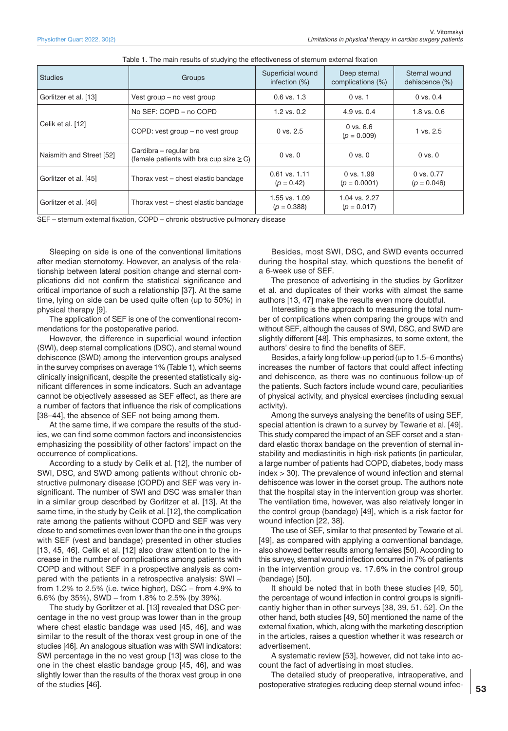Table 1. The main results of studying the effectiveness of sternum external fixation

| Studies | Groups | Superficial wound infection (%) | Deep sternal complications (%) | Sternal wound dehiscence (%) |
|---|---|---|---|---|
| Gorlitzer et al. [13] | Vest group – no vest group | 0.6 vs. 1.3 | 0 vs. 1 | 0 vs. 0.4 |
| Celik et al. [12] | No SEF: COPD – no COPD | 1.2 vs. 0.2 | 4.9 vs. 0.4 | 1.8 vs. 0.6 |
| | COPD: vest group – no vest group | 0 vs. 2.5 | 0 vs. 6.6 ($p = 0.009$) | 1 vs. 2.5 |
| Naismith and Street [52] | Cardibra – regular bra (female patients with bra cup size ≥ C) | 0 vs. 0 | 0 vs. 0 | 0 vs. 0 |
| Gorlitzer et al. [45] | Thorax vest – chest elastic bandage | 0.61 vs. 1.11 ($p = 0.42$) | 0 vs. 1.99 ($p = 0.0001$) | 0 vs. 0.77 ($p = 0.046$) |
| Gorlitzer et al. [46] | Thorax vest – chest elastic bandage | 1.55 vs. 1.09 ($p = 0.388$) | 1.04 vs. 2.27 ($p = 0.017$) | |

SEF – sternum external fixation, COPD – chronic obstructive pulmonary disease

Sleeping on side is one of the conventional limitations after median sternotomy. However, an analysis of the relationship between lateral position change and sternal complications did not confirm the statistical significance and critical importance of such a relationship [37]. At the same time, lying on side can be used quite often (up to 50%) in physical therapy [9].

The application of SEF is one of the conventional recommendations for the postoperative period.

However, the difference in superficial wound infection (SWI), deep sternal complications (DSC), and sternal wound dehiscence (SWD) among the intervention groups analysed in the survey comprises on average 1% (Table 1), which seems clinically insignificant, despite the presented statistically significant differences in some indicators. Such an advantage cannot be objectively assessed as SEF effect, as there are a number of factors that influence the risk of complications [38–44], the absence of SEF not being among them.

At the same time, if we compare the results of the studies, we can find some common factors and inconsistencies emphasizing the possibility of other factors' impact on the occurrence of complications.

According to a study by Celik et al. [12], the number of SWI, DSC, and SWD among patients without chronic obstructive pulmonary disease (COPD) and SEF was very insignificant. The number of SWI and DSC was smaller than in a similar group described by Gorlitzer et al. [13]. At the same time, in the study by Celik et al. [12], the complication rate among the patients without COPD and SEF was very close to and sometimes even lower than the one in the groups with SEF (vest and bandage) presented in other studies [13, 45, 46]. Celik et al. [12] also draw attention to the increase in the number of complications among patients with COPD and without SEF in a prospective analysis as compared with the patients in a retrospective analysis: SWI – from 1.2% to 2.5% (i.e. twice higher), DSC – from 4.9% to 6.6% (by 35%), SWD – from 1.8% to 2.5% (by 39%).

The study by Gorlitzer et al. [13] revealed that DSC percentage in the no vest group was lower than in the group where chest elastic bandage was used [45, 46], and was similar to the result of the thorax vest group in one of the studies [46]. An analogous situation was with SWI indicators: SWI percentage in the no vest group [13] was close to the one in the chest elastic bandage group [45, 46], and was slightly lower than the results of the thorax vest group in one of the studies [46].

Besides, most SWI, DSC, and SWD events occurred during the hospital stay, which questions the benefit of a 6-week use of SEF.

The presence of advertising in the studies by Gorlitzer et al. and duplicates of their works with almost the same authors [13, 47] make the results even more doubtful.

Interesting is the approach to measuring the total number of complications when comparing the groups with and without SEF, although the causes of SWI, DSC, and SWD are slightly different [48]. This emphasizes, to some extent, the authors' desire to find the benefits of SEF.

Besides, a fairly long follow-up period (up to 1.5–6 months) increases the number of factors that could affect infecting and dehiscence, as there was no continuous follow-up of the patients. Such factors include wound care, peculiarities of physical activity, and physical exercises (including sexual activity).

Among the surveys analysing the benefits of using SEF, special attention is drawn to a survey by Tewarie et al. [49]. This study compared the impact of an SEF corset and a standard elastic thorax bandage on the prevention of sternal instability and mediastinitis in high-risk patients (in particular, a large number of patients had COPD, diabetes, body mass index > 30). The prevalence of wound infection and sternal dehiscence was lower in the corset group. The authors note that the hospital stay in the intervention group was shorter. The ventilation time, however, was also relatively longer in the control group (bandage) [49], which is a risk factor for wound infection [22, 38].

The use of SEF, similar to that presented by Tewarie et al. [49], as compared with applying a conventional bandage, also showed better results among females [50]. According to this survey, sternal wound infection occurred in 7% of patients in the intervention group vs. 17.6% in the control group (bandage) [50].

It should be noted that in both these studies [49, 50], the percentage of wound infection in control groups is significantly higher than in other surveys [38, 39, 51, 52]. On the other hand, both studies [49, 50] mentioned the name of the external fixation, which, along with the marketing description in the articles, raises a question whether it was research or advertisement.

A systematic review [53], however, did not take into account the fact of advertising in most studies.

The detailed study of preoperative, intraoperative, and postoperative strategies reducing deep sternal wound infec-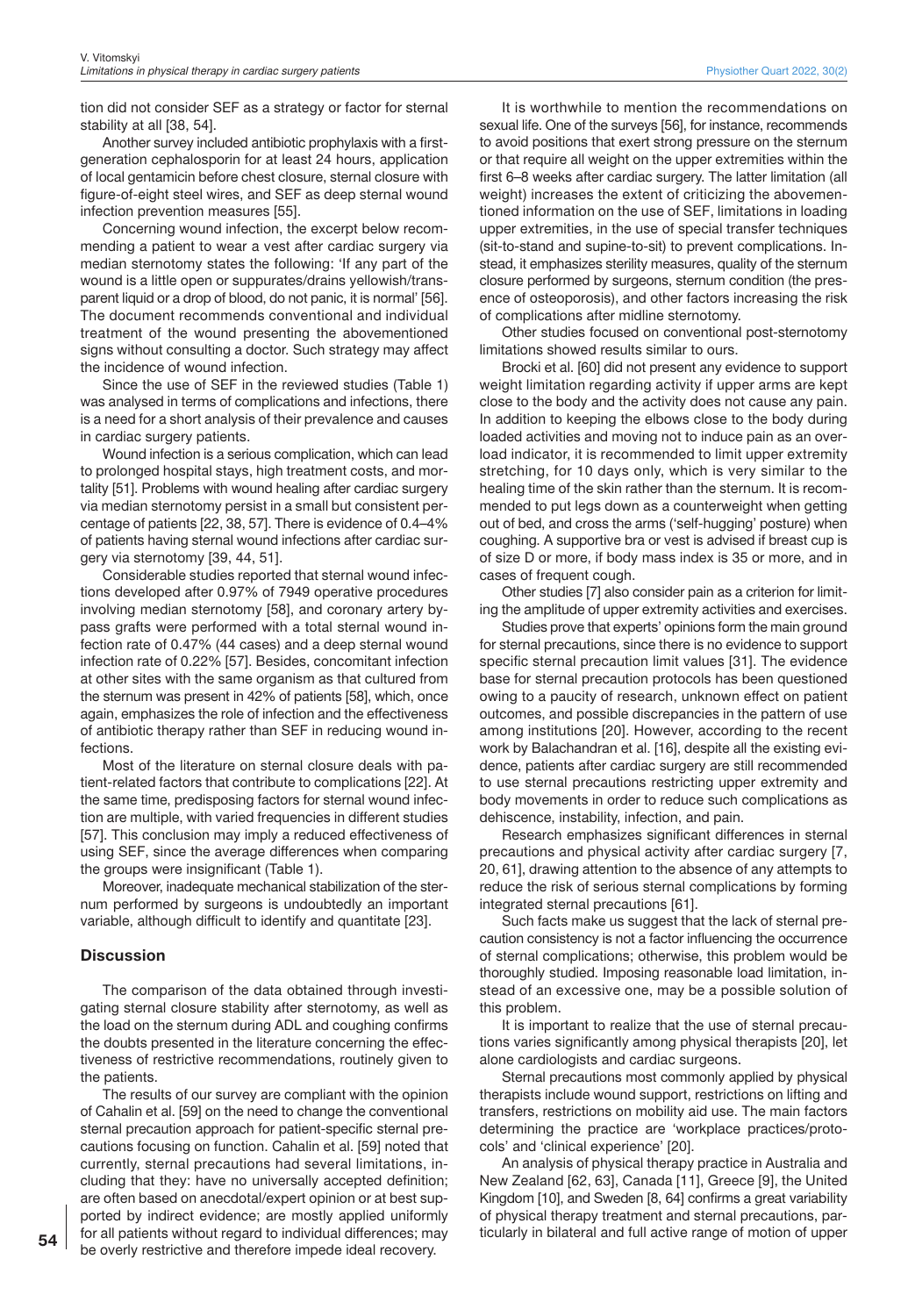tion did not consider SEF as a strategy or factor for sternal stability at all [38, 54].

Another survey included antibiotic prophylaxis with a first-generation cephalosporin for at least 24 hours, application of local gentamicin before chest closure, sternal closure with figure-of-eight steel wires, and SEF as deep sternal wound infection prevention measures [55].

Concerning wound infection, the excerpt below recommending a patient to wear a vest after cardiac surgery via median sternotomy states the following: 'If any part of the wound is a little open or suppurates/drains yellowish/transparent liquid or a drop of blood, do not panic, it is normal' [56]. The document recommends conventional and individual treatment of the wound presenting the abovementioned signs without consulting a doctor. Such strategy may affect the incidence of wound infection.

Since the use of SEF in the reviewed studies (Table 1) was analysed in terms of complications and infections, there is a need for a short analysis of their prevalence and causes in cardiac surgery patients.

Wound infection is a serious complication, which can lead to prolonged hospital stays, high treatment costs, and mortality [51]. Problems with wound healing after cardiac surgery via median sternotomy persist in a small but consistent percentage of patients [22, 38, 57]. There is evidence of 0.4–4% of patients having sternal wound infections after cardiac surgery via sternotomy [39, 44, 51].

Considerable studies reported that sternal wound infections developed after 0.97% of 7949 operative procedures involving median sternotomy [58], and coronary artery bypass grafts were performed with a total sternal wound infection rate of 0.47% (44 cases) and a deep sternal wound infection rate of 0.22% [57]. Besides, concomitant infection at other sites with the same organism as that cultured from the sternum was present in 42% of patients [58], which, once again, emphasizes the role of infection and the effectiveness of antibiotic therapy rather than SEF in reducing wound infections.

Most of the literature on sternal closure deals with patient-related factors that contribute to complications [22]. At the same time, predisposing factors for sternal wound infection are multiple, with varied frequencies in different studies [57]. This conclusion may imply a reduced effectiveness of using SEF, since the average differences when comparing the groups were insignificant (Table 1).

Moreover, inadequate mechanical stabilization of the sternum performed by surgeons is undoubtedly an important variable, although difficult to identify and quantitate [23].

## Discussion

The comparison of the data obtained through investigating sternal closure stability after sternotomy, as well as the load on the sternum during ADL and coughing confirms the doubts presented in the literature concerning the effectiveness of restrictive recommendations, routinely given to the patients.

The results of our survey are compliant with the opinion of Cahalin et al. [59] on the need to change the conventional sternal precaution approach for patient-specific sternal precautions focusing on function. Cahalin et al. [59] noted that currently, sternal precautions had several limitations, including that they: have no universally accepted definition; are often based on anecdotal/expert opinion or at best supported by indirect evidence; are mostly applied uniformly for all patients without regard to individual differences; may be overly restrictive and therefore impede ideal recovery.

It is worthwhile to mention the recommendations on sexual life. One of the surveys [56], for instance, recommends to avoid positions that exert strong pressure on the sternum or that require all weight on the upper extremities within the first 6–8 weeks after cardiac surgery. The latter limitation (all weight) increases the extent of criticizing the abovementioned information on the use of SEF, limitations in loading upper extremities, in the use of special transfer techniques (sit-to-stand and supine-to-sit) to prevent complications. Instead, it emphasizes sterility measures, quality of the sternum closure performed by surgeons, sternum condition (the presence of osteoporosis), and other factors increasing the risk of complications after midline sternotomy.

Other studies focused on conventional post-sternotomy limitations showed results similar to ours.

Brocki et al. [60] did not present any evidence to support weight limitation regarding activity if upper arms are kept close to the body and the activity does not cause any pain. In addition to keeping the elbows close to the body during loaded activities and moving not to induce pain as an overload indicator, it is recommended to limit upper extremity stretching, for 10 days only, which is very similar to the healing time of the skin rather than the sternum. It is recommended to put legs down as a counterweight when getting out of bed, and cross the arms ('self-hugging' posture) when coughing. A supportive bra or vest is advised if breast cup is of size D or more, if body mass index is 35 or more, and in cases of frequent cough.

Other studies [7] also consider pain as a criterion for limiting the amplitude of upper extremity activities and exercises.

Studies prove that experts' opinions form the main ground for sternal precautions, since there is no evidence to support specific sternal precaution limit values [31]. The evidence base for sternal precaution protocols has been questioned owing to a paucity of research, unknown effect on patient outcomes, and possible discrepancies in the pattern of use among institutions [20]. However, according to the recent work by Balachandran et al. [16], despite all the existing evidence, patients after cardiac surgery are still recommended to use sternal precautions restricting upper extremity and body movements in order to reduce such complications as dehiscence, instability, infection, and pain.

Research emphasizes significant differences in sternal precautions and physical activity after cardiac surgery [7, 20, 61], drawing attention to the absence of any attempts to reduce the risk of serious sternal complications by forming integrated sternal precautions [61].

Such facts make us suggest that the lack of sternal precaution consistency is not a factor influencing the occurrence of sternal complications; otherwise, this problem would be thoroughly studied. Imposing reasonable load limitation, instead of an excessive one, may be a possible solution of this problem.

It is important to realize that the use of sternal precautions varies significantly among physical therapists [20], let alone cardiologists and cardiac surgeons.

Sternal precautions most commonly applied by physical therapists include wound support, restrictions on lifting and transfers, restrictions on mobility aid use. The main factors determining the practice are 'workplace practices/protocols' and 'clinical experience' [20].

An analysis of physical therapy practice in Australia and New Zealand [62, 63], Canada [11], Greece [9], the United Kingdom [10], and Sweden [8, 64] confirms a great variability of physical therapy treatment and sternal precautions, particularly in bilateral and full active range of motion of upper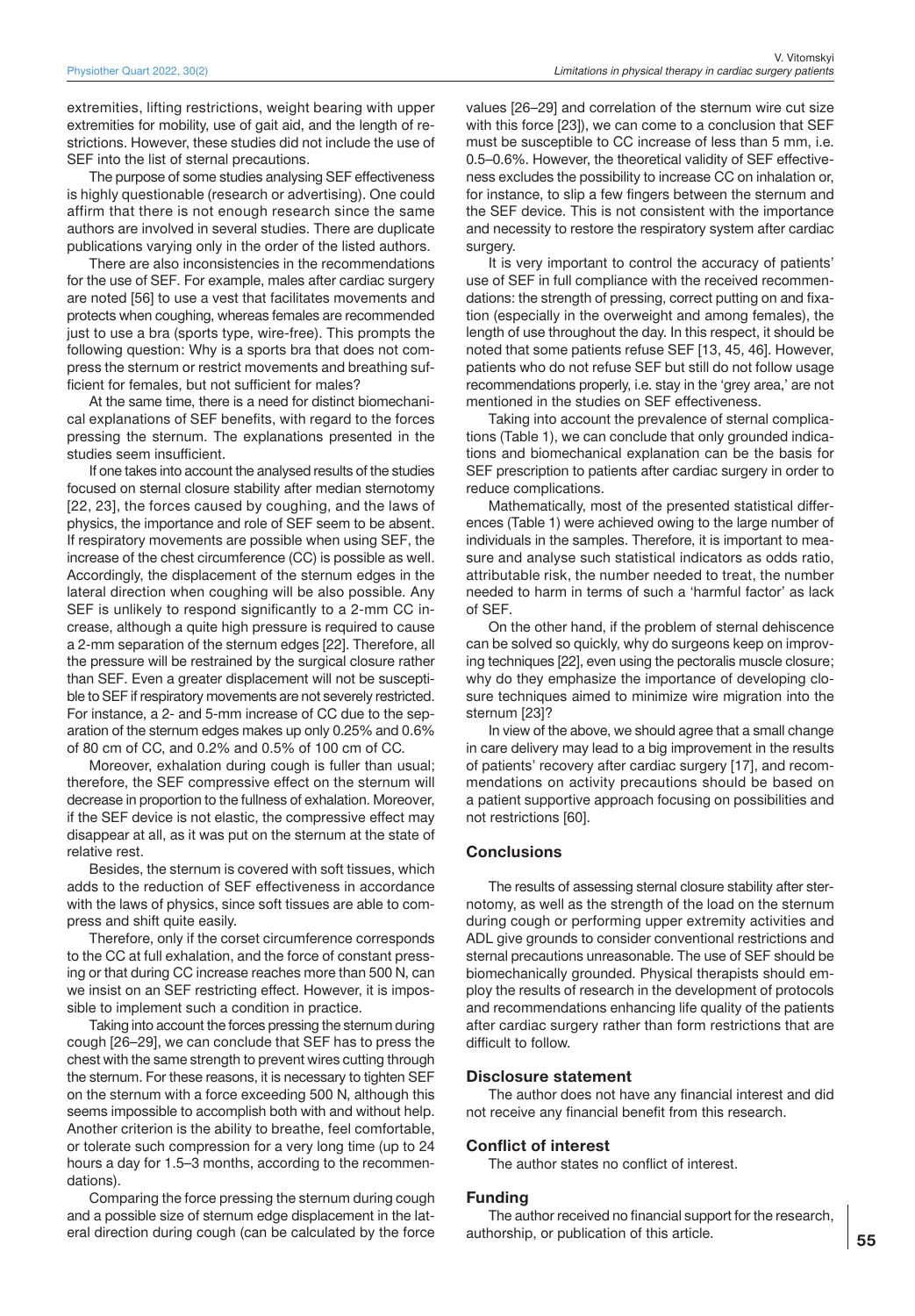extremities, lifting restrictions, weight bearing with upper extremities for mobility, use of gait aid, and the length of restrictions. However, these studies did not include the use of SEF into the list of sternal precautions.

The purpose of some studies analysing SEF effectiveness is highly questionable (research or advertising). One could affirm that there is not enough research since the same authors are involved in several studies. There are duplicate publications varying only in the order of the listed authors.

There are also inconsistencies in the recommendations for the use of SEF. For example, males after cardiac surgery are noted [56] to use a vest that facilitates movements and protects when coughing, whereas females are recommended just to use a bra (sports type, wire-free). This prompts the following question: Why is a sports bra that does not compress the sternum or restrict movements and breathing sufficient for females, but not sufficient for males?

At the same time, there is a need for distinct biomechanical explanations of SEF benefits, with regard to the forces pressing the sternum. The explanations presented in the studies seem insufficient.

If one takes into account the analysed results of the studies focused on sternal closure stability after median sternotomy [22, 23], the forces caused by coughing, and the laws of physics, the importance and role of SEF seem to be absent. If respiratory movements are possible when using SEF, the increase of the chest circumference (CC) is possible as well. Accordingly, the displacement of the sternum edges in the lateral direction when coughing will be also possible. Any SEF is unlikely to respond significantly to a 2-mm CC increase, although a quite high pressure is required to cause a 2-mm separation of the sternum edges [22]. Therefore, all the pressure will be restrained by the surgical closure rather than SEF. Even a greater displacement will not be susceptible to SEF if respiratory movements are not severely restricted. For instance, a 2- and 5-mm increase of CC due to the separation of the sternum edges makes up only 0.25% and 0.6% of 80 cm of CC, and 0.2% and 0.5% of 100 cm of CC.

Moreover, exhalation during cough is fuller than usual; therefore, the SEF compressive effect on the sternum will decrease in proportion to the fullness of exhalation. Moreover, if the SEF device is not elastic, the compressive effect may disappear at all, as it was put on the sternum at the state of relative rest.

Besides, the sternum is covered with soft tissues, which adds to the reduction of SEF effectiveness in accordance with the laws of physics, since soft tissues are able to compress and shift quite easily.

Therefore, only if the corset circumference corresponds to the CC at full exhalation, and the force of constant pressing or that during CC increase reaches more than 500 N, can we insist on an SEF restricting effect. However, it is impossible to implement such a condition in practice.

Taking into account the forces pressing the sternum during cough [26–29], we can conclude that SEF has to press the chest with the same strength to prevent wires cutting through the sternum. For these reasons, it is necessary to tighten SEF on the sternum with a force exceeding 500 N, although this seems impossible to accomplish both with and without help. Another criterion is the ability to breathe, feel comfortable, or tolerate such compression for a very long time (up to 24 hours a day for 1.5–3 months, according to the recommendations).

Comparing the force pressing the sternum during cough and a possible size of sternum edge displacement in the lateral direction during cough (can be calculated by the force values [26–29] and correlation of the sternum wire cut size with this force [23]), we can come to a conclusion that SEF must be susceptible to CC increase of less than 5 mm, i.e. 0.5–0.6%. However, the theoretical validity of SEF effectiveness excludes the possibility to increase CC on inhalation or, for instance, to slip a few fingers between the sternum and the SEF device. This is not consistent with the importance and necessity to restore the respiratory system after cardiac surgery.

It is very important to control the accuracy of patients' use of SEF in full compliance with the received recommendations: the strength of pressing, correct putting on and fixation (especially in the overweight and among females), the length of use throughout the day. In this respect, it should be noted that some patients refuse SEF [13, 45, 46]. However, patients who do not refuse SEF but still do not follow usage recommendations properly, i.e. stay in the 'grey area,' are not mentioned in the studies on SEF effectiveness.

Taking into account the prevalence of sternal complications (Table 1), we can conclude that only grounded indications and biomechanical explanation can be the basis for SEF prescription to patients after cardiac surgery in order to reduce complications.

Mathematically, most of the presented statistical differences (Table 1) were achieved owing to the large number of individuals in the samples. Therefore, it is important to measure and analyse such statistical indicators as odds ratio, attributable risk, the number needed to treat, the number needed to harm in terms of such a 'harmful factor' as lack of SEF.

On the other hand, if the problem of sternal dehiscence can be solved so quickly, why do surgeons keep on improving techniques [22], even using the pectoralis muscle closure; why do they emphasize the importance of developing closure techniques aimed to minimize wire migration into the sternum [23]?

In view of the above, we should agree that a small change in care delivery may lead to a big improvement in the results of patients' recovery after cardiac surgery [17], and recommendations on activity precautions should be based on a patient supportive approach focusing on possibilities and not restrictions [60].

## Conclusions

The results of assessing sternal closure stability after sternotomy, as well as the strength of the load on the sternum during cough or performing upper extremity activities and ADL give grounds to consider conventional restrictions and sternal precautions unreasonable. The use of SEF should be biomechanically grounded. Physical therapists should employ the results of research in the development of protocols and recommendations enhancing life quality of the patients after cardiac surgery rather than form restrictions that are difficult to follow.

## Disclosure statement

The author does not have any financial interest and did not receive any financial benefit from this research.

## Conflict of interest

The author states no conflict of interest.

## Funding

The author received no financial support for the research, authorship, or publication of this article.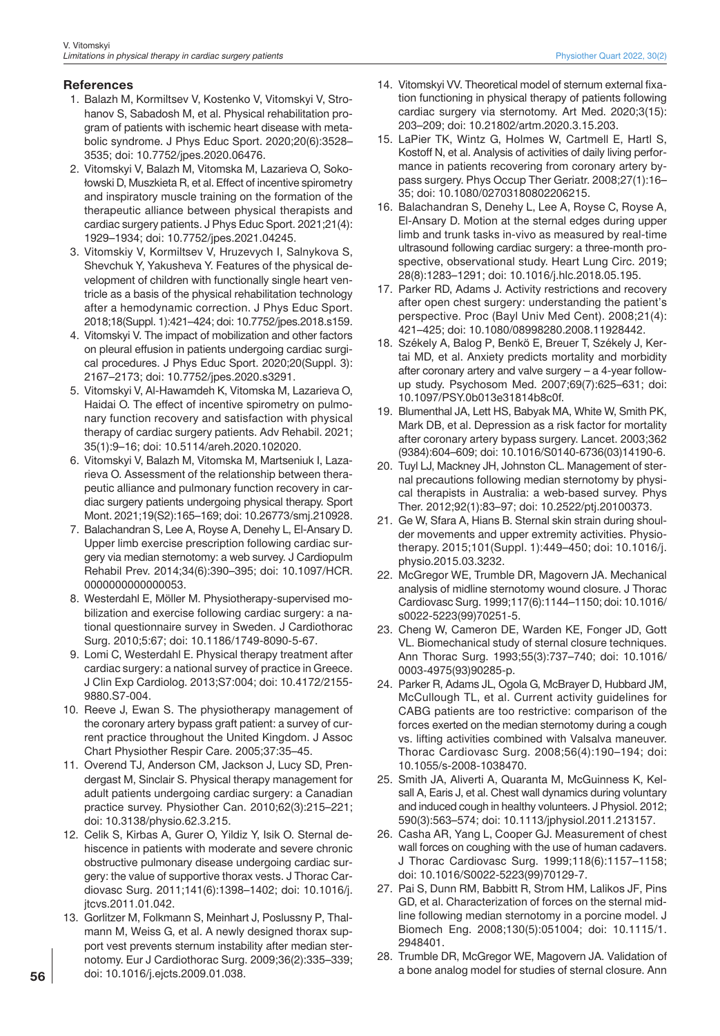## References

1. Balazh M, Kormiltsev V, Kostenko V, Vitomskyi V, Strohanov S, Sabadosh M, et al. Physical rehabilitation program of patients with ischemic heart disease with metabolic syndrome. J Phys Educ Sport. 2020;20(6):3528–3535; doi: 10.7752/jpes.2020.06476.
2. Vitomskyi V, Balazh M, Vitomska M, Lazarieva O, Sokołowski D, Muszkieta R, et al. Effect of incentive spirometry and inspiratory muscle training on the formation of the therapeutic alliance between physical therapists and cardiac surgery patients. J Phys Educ Sport. 2021;21(4): 1929–1934; doi: 10.7752/jpes.2021.04245.
3. Vitomskiy V, Kormiltsev V, Hruzevych I, Salnykova S, Shevchuk Y, Yakusheva Y. Features of the physical development of children with functionally single heart ventricle as a basis of the physical rehabilitation technology after a hemodynamic correction. J Phys Educ Sport. 2018;18(Suppl. 1):421–424; doi: 10.7752/jpes.2018.s159.
4. Vitomskyi V. The impact of mobilization and other factors on pleural effusion in patients undergoing cardiac surgical procedures. J Phys Educ Sport. 2020;20(Suppl. 3): 2167–2173; doi: 10.7752/jpes.2020.s3291.
5. Vitomskyi V, Al-Hawamdeh K, Vitomska M, Lazarieva O, Haidai O. The effect of incentive spirometry on pulmonary function recovery and satisfaction with physical therapy of cardiac surgery patients. Adv Rehabil. 2021; 35(1):9–16; doi: 10.5114/areh.2020.102020.
6. Vitomskyi V, Balazh M, Vitomska M, Martseniuk I, Lazarieva O. Assessment of the relationship between therapeutic alliance and pulmonary function recovery in cardiac surgery patients undergoing physical therapy. Sport Mont. 2021;19(S2):165–169; doi: 10.26773/smj.210928.
7. Balachandran S, Lee A, Royse A, Denehy L, El-Ansary D. Upper limb exercise prescription following cardiac surgery via median sternotomy: a web survey. J Cardiopulm Rehabil Prev. 2014;34(6):390–395; doi: 10.1097/HCR.0000000000000053.
8. Westerdahl E, Möller M. Physiotherapy-supervised mobilization and exercise following cardiac surgery: a national questionnaire survey in Sweden. J Cardiothorac Surg. 2010;5:67; doi: 10.1186/1749-8090-5-67.
9. Lomi C, Westerdahl E. Physical therapy treatment after cardiac surgery: a national survey of practice in Greece. J Clin Exp Cardiolog. 2013;S7:004; doi: 10.4172/2155-9880.S7-004.
10. Reeve J, Ewan S. The physiotherapy management of the coronary artery bypass graft patient: a survey of current practice throughout the United Kingdom. J Assoc Chart Physiother Respir Care. 2005;37:35–45.
11. Overend TJ, Anderson CM, Jackson J, Lucy SD, Prendergast M, Sinclair S. Physical therapy management for adult patients undergoing cardiac surgery: a Canadian practice survey. Physiother Can. 2010;62(3):215–221; doi: 10.3138/physio.62.3.215.
12. Celik S, Kirbas A, Gurer O, Yildiz Y, Isik O. Sternal dehiscence in patients with moderate and severe chronic obstructive pulmonary disease undergoing cardiac surgery: the value of supportive thorax vests. J Thorac Cardiovasc Surg. 2011;141(6):1398–1402; doi: 10.1016/j.jtcvs.2011.01.042.
13. Gorlitzer M, Folkmann S, Meinhart J, Poslussny P, Thalmann M, Weiss G, et al. A newly designed thorax support vest prevents sternum instability after median sternotomy. Eur J Cardiothorac Surg. 2009;36(2):335–339; doi: 10.1016/j.ejcts.2009.01.038.
14. Vitomskyi VV. Theoretical model of sternum external fixation functioning in physical therapy of patients following cardiac surgery via sternotomy. Art Med. 2020;3(15): 203–209; doi: 10.21802/artm.2020.3.15.203.
15. LaPier TK, Wintz G, Holmes W, Cartmell E, Hartl S, Kostoff N, et al. Analysis of activities of daily living performance in patients recovering from coronary artery bypass surgery. Phys Occup Ther Geriatr. 2008;27(1):16–35; doi: 10.1080/02703180802206215.
16. Balachandran S, Denehy L, Lee A, Royse C, Royse A, El-Ansary D. Motion at the sternal edges during upper limb and trunk tasks in-vivo as measured by real-time ultrasound following cardiac surgery: a three-month prospective, observational study. Heart Lung Circ. 2019; 28(8):1283–1291; doi: 10.1016/j.hlc.2018.05.195.
17. Parker RD, Adams J. Activity restrictions and recovery after open chest surgery: understanding the patient's perspective. Proc (Bayl Univ Med Cent). 2008;21(4): 421–425; doi: 10.1080/08998280.2008.11928442.
18. Székely A, Balog P, Benkö E, Breuer T, Székely J, Kertai MD, et al. Anxiety predicts mortality and morbidity after coronary artery and valve surgery – a 4-year follow-up study. Psychosom Med. 2007;69(7):625–631; doi: 10.1097/PSY.0b013e31814b8c0f.
19. Blumenthal JA, Lett HS, Babyak MA, White W, Smith PK, Mark DB, et al. Depression as a risk factor for mortality after coronary artery bypass surgery. Lancet. 2003;362 (9384):604–609; doi: 10.1016/S0140-6736(03)14190-6.
20. Tuyl LJ, Mackney JH, Johnston CL. Management of sternal precautions following median sternotomy by physical therapists in Australia: a web-based survey. Phys Ther. 2012;92(1):83–97; doi: 10.2522/ptj.20100373.
21. Ge W, Sfara A, Hians B. Sternal skin strain during shoulder movements and upper extremity activities. Physiotherapy. 2015;101(Suppl. 1):449–450; doi: 10.1016/j.physio.2015.03.3232.
22. McGregor WE, Trumble DR, Magovern JA. Mechanical analysis of midline sternotomy wound closure. J Thorac Cardiovasc Surg. 1999;117(6):1144–1150; doi: 10.1016/s0022-5223(99)70251-5.
23. Cheng W, Cameron DE, Warden KE, Fonger JD, Gott VL. Biomechanical study of sternal closure techniques. Ann Thorac Surg. 1993;55(3):737–740; doi: 10.1016/0003-4975(93)90285-p.
24. Parker R, Adams JL, Ogola G, McBrayer D, Hubbard JM, McCullough TL, et al. Current activity guidelines for CABG patients are too restrictive: comparison of the forces exerted on the median sternotomy during a cough vs. lifting activities combined with Valsalva maneuver. Thorac Cardiovasc Surg. 2008;56(4):190–194; doi: 10.1055/s-2008-1038470.
25. Smith JA, Aliverti A, Quaranta M, McGuinness K, Kelsall A, Earis J, et al. Chest wall dynamics during voluntary and induced cough in healthy volunteers. J Physiol. 2012; 590(3):563–574; doi: 10.1113/jphysiol.2011.213157.
26. Casha AR, Yang L, Cooper GJ. Measurement of chest wall forces on coughing with the use of human cadavers. J Thorac Cardiovasc Surg. 1999;118(6):1157–1158; doi: 10.1016/S0022-5223(99)70129-7.
27. Pai S, Dunn RM, Babbitt R, Strom HM, Lalikos JF, Pins GD, et al. Characterization of forces on the sternal midline following median sternotomy in a porcine model. J Biomech Eng. 2008;130(5):051004; doi: 10.1115/1.2948401.
28. Trumble DR, McGregor WE, Magovern JA. Validation of a bone analog model for studies of sternal closure. Ann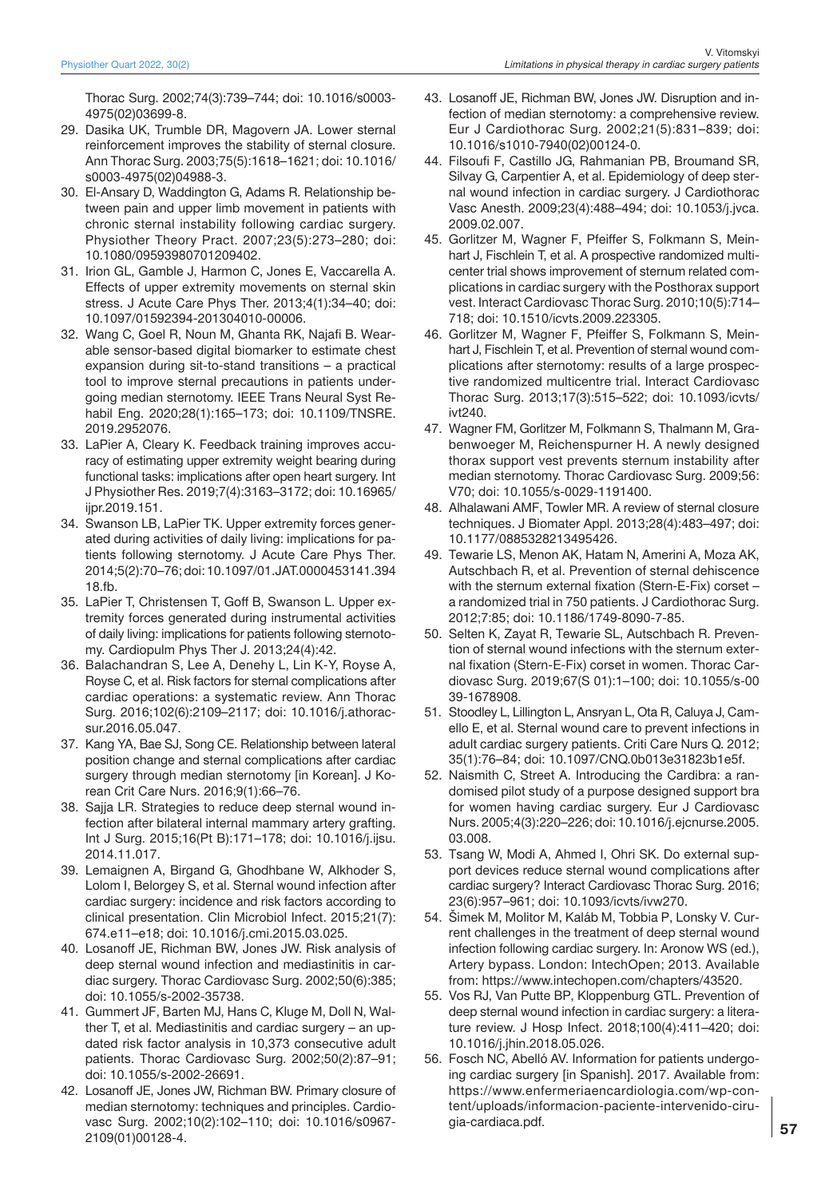Thorac Surg. 2002;74(3):739–744; doi: 10.1016/s0003-4975(02)03699-8.

29. Dasika UK, Trumble DR, Magovern JA. Lower sternal reinforcement improves the stability of sternal closure. Ann Thorac Surg. 2003;75(5):1618–1621; doi: 10.1016/s0003-4975(02)04988-3.
30. El-Ansary D, Waddington G, Adams R. Relationship between pain and upper limb movement in patients with chronic sternal instability following cardiac surgery. Physiother Theory Pract. 2007;23(5):273–280; doi: 10.1080/09593980701209402.
31. Irion GL, Gamble J, Harmon C, Jones E, Vaccarella A. Effects of upper extremity movements on sternal skin stress. J Acute Care Phys Ther. 2013;4(1):34–40; doi: 10.1097/01592394-201304010-00006.
32. Wang C, Goel R, Noun M, Ghanta RK, Najafi B. Wearable sensor-based digital biomarker to estimate chest expansion during sit-to-stand transitions – a practical tool to improve sternal precautions in patients undergoing median sternotomy. IEEE Trans Neural Syst Rehabil Eng. 2020;28(1):165–173; doi: 10.1109/TNSRE.2019.2952076.
33. LaPier A, Cleary K. Feedback training improves accuracy of estimating upper extremity weight bearing during functional tasks: implications after open heart surgery. Int J Physiother Res. 2019;7(4):3163–3172; doi: 10.16965/ijpr.2019.151.
34. Swanson LB, LaPier TK. Upper extremity forces generated during activities of daily living: implications for patients following sternotomy. J Acute Care Phys Ther. 2014;5(2):70–76; doi: 10.1097/01.JAT.0000453141.39418.fb.
35. LaPier T, Christensen T, Goff B, Swanson L. Upper extremity forces generated during instrumental activities of daily living: implications for patients following sternotomy. Cardiopulm Phys Ther J. 2013;24(4):42.
36. Balachandran S, Lee A, Denehy L, Lin K-Y, Royse A, Royse C, et al. Risk factors for sternal complications after cardiac operations: a systematic review. Ann Thorac Surg. 2016;102(6):2109–2117; doi: 10.1016/j.athoracsur.2016.05.047.
37. Kang YA, Bae SJ, Song CE. Relationship between lateral position change and sternal complications after cardiac surgery through median sternotomy [in Korean]. J Korean Crit Care Nurs. 2016;9(1):66–76.
38. Sajja LR. Strategies to reduce deep sternal wound infection after bilateral internal mammary artery grafting. Int J Surg. 2015;16(Pt B):171–178; doi: 10.1016/j.ijsu.2014.11.017.
39. Lemaignen A, Birgand G, Ghodhbane W, Alkhoder S, Lolom I, Belorgey S, et al. Sternal wound infection after cardiac surgery: incidence and risk factors according to clinical presentation. Clin Microbiol Infect. 2015;21(7):674.e11–e18; doi: 10.1016/j.cmi.2015.03.025.
40. Losanoff JE, Richman BW, Jones JW. Risk analysis of deep sternal wound infection and mediastinitis in cardiac surgery. Thorac Cardiovasc Surg. 2002;50(6):385; doi: 10.1055/s-2002-35738.
41. Gummert JF, Barten MJ, Hans C, Kluge M, Doll N, Walther T, et al. Mediastinitis and cardiac surgery – an updated risk factor analysis in 10,373 consecutive adult patients. Thorac Cardiovasc Surg. 2002;50(2):87–91; doi: 10.1055/s-2002-26691.
42. Losanoff JE, Jones JW, Richman BW. Primary closure of median sternotomy: techniques and principles. Cardiovasc Surg. 2002;10(2):102–110; doi: 10.1016/s0967-2109(01)00128-4.
43. Losanoff JE, Richman BW, Jones JW. Disruption and infection of median sternotomy: a comprehensive review. Eur J Cardiothorac Surg. 2002;21(5):831–839; doi: 10.1016/s1010-7940(02)00124-0.
44. Filsoufi F, Castillo JG, Rahmanian PB, Broumand SR, Silvay G, Carpentier A, et al. Epidemiology of deep sternal wound infection in cardiac surgery. J Cardiothorac Vasc Anesth. 2009;23(4):488–494; doi: 10.1053/j.jvca.2009.02.007.
45. Gorlitzer M, Wagner F, Pfeiffer S, Folkmann S, Meinhart J, Fischlein T, et al. A prospective randomized multicenter trial shows improvement of sternum related complications in cardiac surgery with the Posthorax support vest. Interact Cardiovasc Thorac Surg. 2010;10(5):714–718; doi: 10.1510/icvts.2009.223305.
46. Gorlitzer M, Wagner F, Pfeiffer S, Folkmann S, Meinhart J, Fischlein T, et al. Prevention of sternal wound complications after sternotomy: results of a large prospective randomized multicentre trial. Interact Cardiovasc Thorac Surg. 2013;17(3):515–522; doi: 10.1093/icvts/ivt240.
47. Wagner FM, Gorlitzer M, Folkmann S, Thalmann M, Grabenwoeger M, Reichenspurner H. A newly designed thorax support vest prevents sternum instability after median sternotomy. Thorac Cardiovasc Surg. 2009;56: V70; doi: 10.1055/s-0029-1191400.
48. Alhalawani AMF, Towler MR. A review of sternal closure techniques. J Biomater Appl. 2013;28(4):483–497; doi: 10.1177/0885328213495426.
49. Tewarie LS, Menon AK, Hatam N, Amerini A, Moza AK, Autschbach R, et al. Prevention of sternal dehiscence with the sternum external fixation (Stern-E-Fix) corset – a randomized trial in 750 patients. J Cardiothorac Surg. 2012;7:85; doi: 10.1186/1749-8090-7-85.
50. Selten K, Zayat R, Tewarie SL, Autschbach R. Prevention of sternal wound infections with the sternum external fixation (Stern-E-Fix) corset in women. Thorac Cardiovasc Surg. 2019;67(S 01):1–100; doi: 10.1055/s-0039-1678908.
51. Stoodley L, Lillington L, Ansryan L, Ota R, Caluya J, Camello E, et al. Sternal wound care to prevent infections in adult cardiac surgery patients. Criti Care Nurs Q. 2012; 35(1):76–84; doi: 10.1097/CNQ.0b013e31823b1e5f.
52. Naismith C, Street A. Introducing the Cardibra: a randomised pilot study of a purpose designed support bra for women having cardiac surgery. Eur J Cardiovasc Nurs. 2005;4(3):220–226; doi: 10.1016/j.ejcnurse.2005.03.008.
53. Tsang W, Modi A, Ahmed I, Ohri SK. Do external support devices reduce sternal wound complications after cardiac surgery? Interact Cardiovasc Thorac Surg. 2016; 23(6):957–961; doi: 10.1093/icvts/ivw270.
54. Šimek M, Molitor M, Kaláb M, Tobbia P, Lonsky V. Current challenges in the treatment of deep sternal wound infection following cardiac surgery. In: Aronow WS (ed.), Artery bypass. London: IntechOpen; 2013. Available from: https://www.intechopen.com/chapters/43520.
55. Vos RJ, Van Putte BP, Kloppenburg GTL. Prevention of deep sternal wound infection in cardiac surgery: a literature review. J Hosp Infect. 2018;100(4):411–420; doi: 10.1016/j.jhin.2018.05.026.
56. Fosch NC, Abelló AV. Information for patients undergoing cardiac surgery [in Spanish]. 2017. Available from: https://www.enfermeriaencardiologia.com/wp-content/uploads/informacion-paciente-intervenido-cirugia-cardiaca.pdf.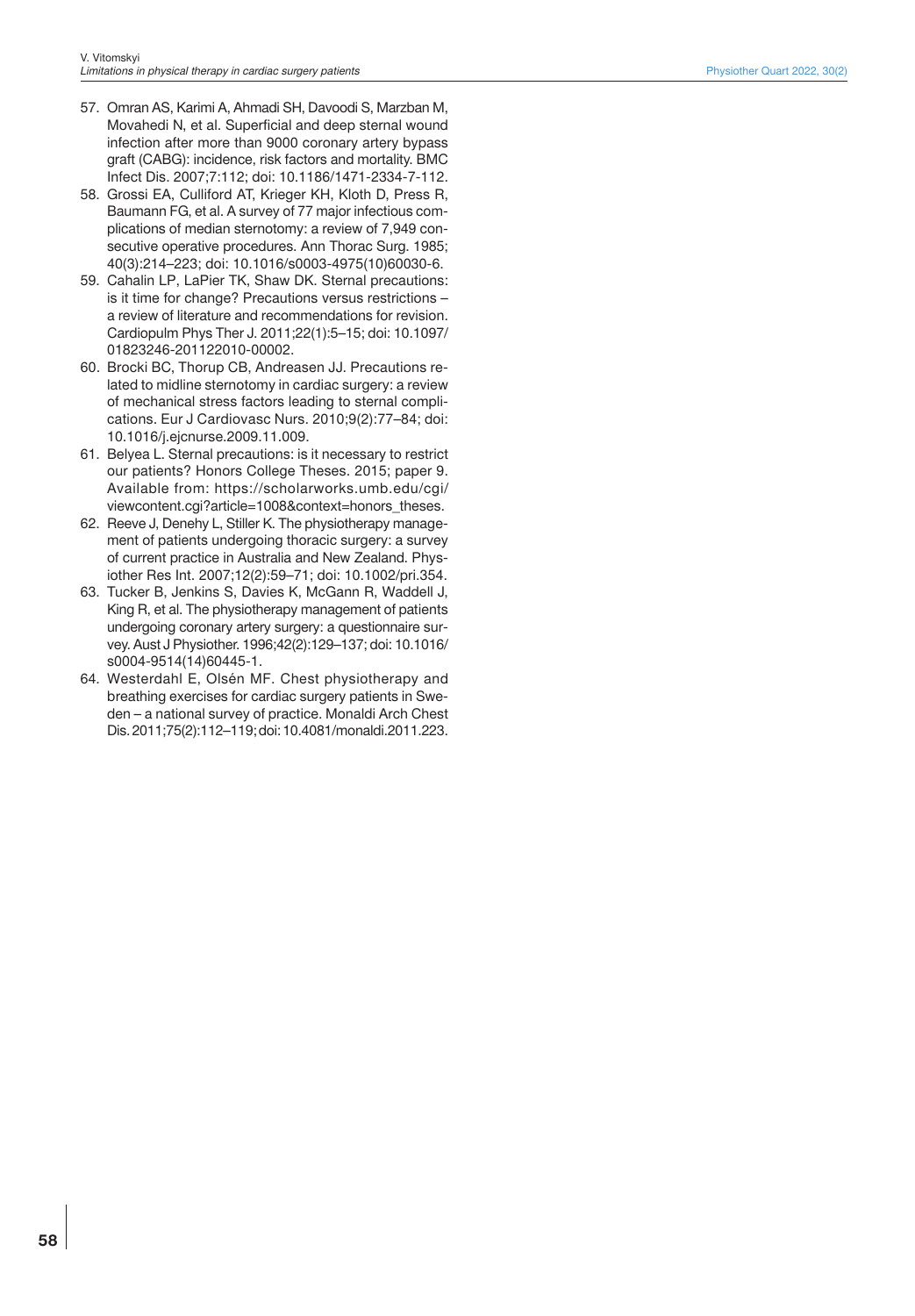57. Omran AS, Karimi A, Ahmadi SH, Davoodi S, Marzban M, Movahedi N, et al. Superficial and deep sternal wound infection after more than 9000 coronary artery bypass graft (CABG): incidence, risk factors and mortality. BMC Infect Dis. 2007;7:112; doi: 10.1186/1471-2334-7-112.
58. Grossi EA, Culliford AT, Krieger KH, Kloth D, Press R, Baumann FG, et al. A survey of 77 major infectious complications of median sternotomy: a review of 7,949 consecutive operative procedures. Ann Thorac Surg. 1985; 40(3):214–223; doi: 10.1016/s0003-4975(10)60030-6.
59. Cahalin LP, LaPier TK, Shaw DK. Sternal precautions: is it time for change? Precautions versus restrictions – a review of literature and recommendations for revision. Cardiopulm Phys Ther J. 2011;22(1):5–15; doi: 10.1097/01823246-201122010-00002.
60. Brocki BC, Thorup CB, Andreasen JJ. Precautions related to midline sternotomy in cardiac surgery: a review of mechanical stress factors leading to sternal complications. Eur J Cardiovasc Nurs. 2010;9(2):77–84; doi: 10.1016/j.ejcnurse.2009.11.009.
61. Belyea L. Sternal precautions: is it necessary to restrict our patients? Honors College Theses. 2015; paper 9. Available from: https://scholarworks.umb.edu/cgi/viewcontent.cgi?article=1008&context=honors_theses.
62. Reeve J, Denehy L, Stiller K. The physiotherapy management of patients undergoing thoracic surgery: a survey of current practice in Australia and New Zealand. Physiother Res Int. 2007;12(2):59–71; doi: 10.1002/pri.354.
63. Tucker B, Jenkins S, Davies K, McGann R, Waddell J, King R, et al. The physiotherapy management of patients undergoing coronary artery surgery: a questionnaire survey. Aust J Physiother. 1996;42(2):129–137; doi: 10.1016/s0004-9514(14)60445-1.
64. Westerdahl E, Olsén MF. Chest physiotherapy and breathing exercises for cardiac surgery patients in Sweden – a national survey of practice. Monaldi Arch Chest Dis. 2011;75(2):112–119; doi: 10.4081/monaldi.2011.223.